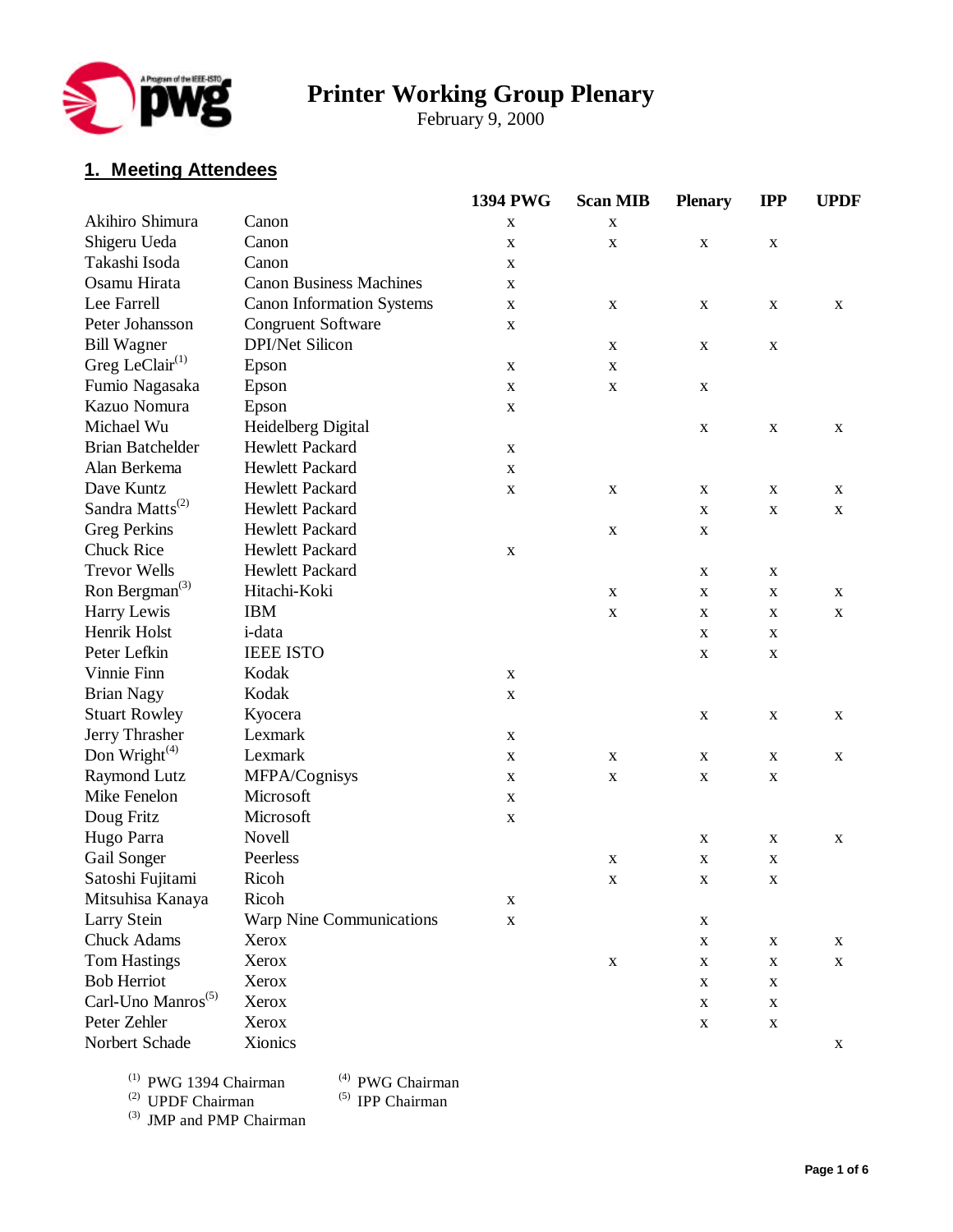# Printer Working Group Plenary

February 9, 2000

## 1. Meeting Attendees

| | | 1394 PWG | Scan MIB | Plenary | IPP | UPDF |
|---|---|---|---|---|---|---|
| Akihiro Shimura | Canon | x | x | | | |
| Shigeru Ueda | Canon | x | x | x | x | |
| Takashi Isoda | Canon | x | | | | |
| Osamu Hirata | Canon Business Machines | x | | | | |
| Lee Farrell | Canon Information Systems | x | x | x | x | x |
| Peter Johansson | Congruent Software | x | | | | |
| Bill Wagner | DPI/Net Silicon | | x | x | x | |
| Greg LeClair[(1)] | Epson | x | x | | | |
| Fumio Nagasaka | Epson | x | x | x | | |
| Kazuo Nomura | Epson | x | | | | |
| Michael Wu | Heidelberg Digital | | | x | x | x |
| Brian Batchelder | Hewlett Packard | x | | | | |
| Alan Berkema | Hewlett Packard | x | | | | |
| Dave Kuntz | Hewlett Packard | x | x | x | x | x |
| Sandra Matts[(2)] | Hewlett Packard | | | x | x | x |
| Greg Perkins | Hewlett Packard | | x | x | | |
| Chuck Rice | Hewlett Packard | x | | | | |
| Trevor Wells | Hewlett Packard | | | x | x | |
| Ron Bergman[(3)] | Hitachi-Koki | | x | x | x | x |
| Harry Lewis | IBM | | x | x | x | x |
| Henrik Holst | i-data | | | x | x | |
| Peter Lefkin | IEEE ISTO | | | x | x | |
| Vinnie Finn | Kodak | x | | | | |
| Brian Nagy | Kodak | x | | | | |
| Stuart Rowley | Kyocera | | | x | x | x |
| Jerry Thrasher | Lexmark | x | | | | |
| Don Wright[(4)] | Lexmark | x | x | x | x | x |
| Raymond Lutz | MFPA/Cognisys | x | x | x | x | |
| Mike Fenelon | Microsoft | x | | | | |
| Doug Fritz | Microsoft | x | | | | |
| Hugo Parra | Novell | | | x | x | x |
| Gail Songer | Peerless | | x | x | x | |
| Satoshi Fujitami | Ricoh | | x | x | x | |
| Mitsuhisa Kanaya | Ricoh | x | | | | |
| Larry Stein | Warp Nine Communications | x | | x | | |
| Chuck Adams | Xerox | | | x | x | x |
| Tom Hastings | Xerox | | x | x | x | x |
| Bob Herriot | Xerox | | | x | x | |
| Carl-Uno Manros[(5)] | Xerox | | | x | x | |
| Peter Zehler | Xerox | | | x | x | |
| Norbert Schade | Xionics | | | | | x |

(1) PWG 1394 Chairman
(2) UPDF Chairman
(3) JMP and PMP Chairman
(4) PWG Chairman
(5) IPP Chairman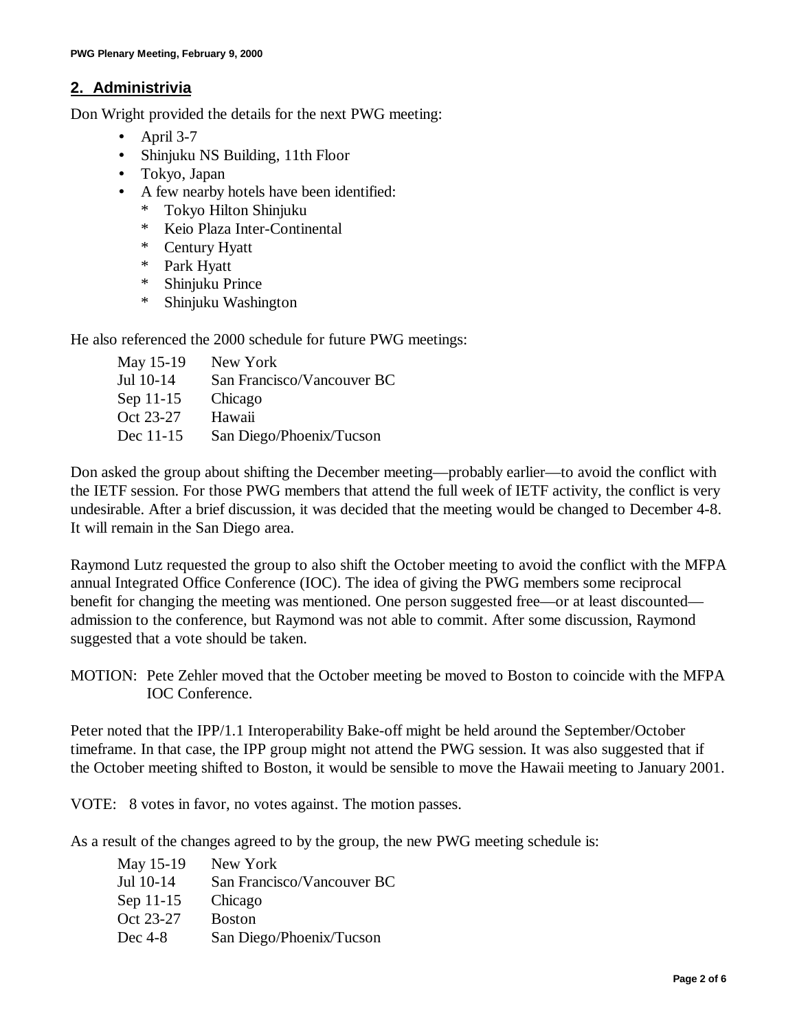## 2. Administrivia

Don Wright provided the details for the next PWG meeting:

- April 3-7
- Shinjuku NS Building, 11th Floor
- Tokyo, Japan
- A few nearby hotels have been identified:
  - Tokyo Hilton Shinjuku
  - Keio Plaza Inter-Continental
  - Century Hyatt
  - Park Hyatt
  - Shinjuku Prince
  - Shinjuku Washington

He also referenced the 2000 schedule for future PWG meetings:

| | |
|---|---|
| May 15-19 | New York |
| Jul 10-14 | San Francisco/Vancouver BC |
| Sep 11-15 | Chicago |
| Oct 23-27 | Hawaii |
| Dec 11-15 | San Diego/Phoenix/Tucson |

Don asked the group about shifting the December meeting—probably earlier—to avoid the conflict with the IETF session. For those PWG members that attend the full week of IETF activity, the conflict is very undesirable. After a brief discussion, it was decided that the meeting would be changed to December 4-8. It will remain in the San Diego area.

Raymond Lutz requested the group to also shift the October meeting to avoid the conflict with the MFPA annual Integrated Office Conference (IOC). The idea of giving the PWG members some reciprocal benefit for changing the meeting was mentioned. One person suggested free—or at least discounted—admission to the conference, but Raymond was not able to commit. After some discussion, Raymond suggested that a vote should be taken.

MOTION: Pete Zehler moved that the October meeting be moved to Boston to coincide with the MFPA IOC Conference.

Peter noted that the IPP/1.1 Interoperability Bake-off might be held around the September/October timeframe. In that case, the IPP group might not attend the PWG session. It was also suggested that if the October meeting shifted to Boston, it would be sensible to move the Hawaii meeting to January 2001.

VOTE: 8 votes in favor, no votes against. The motion passes.

As a result of the changes agreed to by the group, the new PWG meeting schedule is:

| | |
|---|---|
| May 15-19 | New York |
| Jul 10-14 | San Francisco/Vancouver BC |
| Sep 11-15 | Chicago |
| Oct 23-27 | Boston |
| Dec 4-8 | San Diego/Phoenix/Tucson |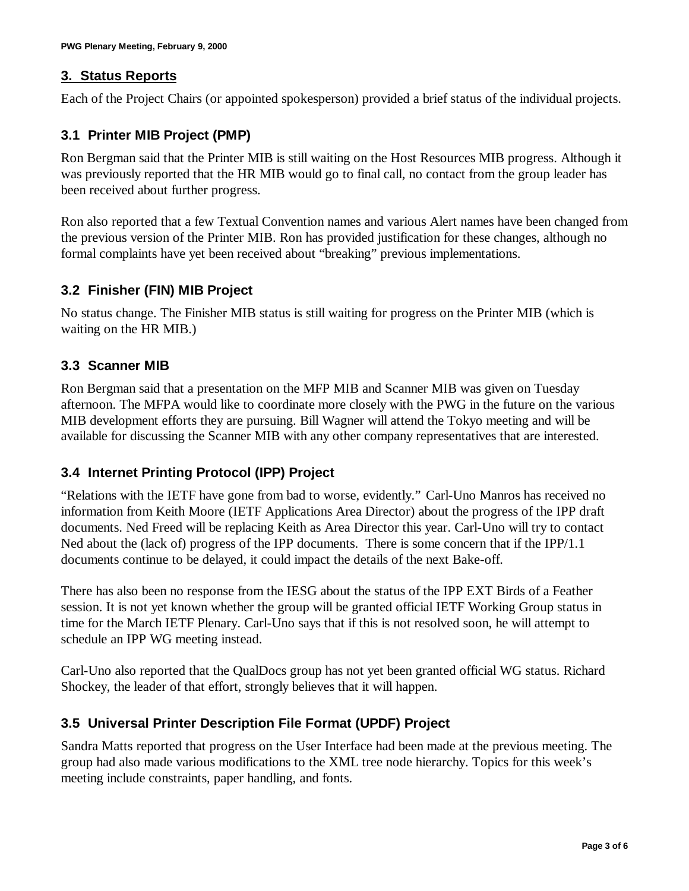## 3. Status Reports

Each of the Project Chairs (or appointed spokesperson) provided a brief status of the individual projects.

### 3.1 Printer MIB Project (PMP)

Ron Bergman said that the Printer MIB is still waiting on the Host Resources MIB progress. Although it was previously reported that the HR MIB would go to final call, no contact from the group leader has been received about further progress.

Ron also reported that a few Textual Convention names and various Alert names have been changed from the previous version of the Printer MIB. Ron has provided justification for these changes, although no formal complaints have yet been received about "breaking" previous implementations.

### 3.2 Finisher (FIN) MIB Project

No status change. The Finisher MIB status is still waiting for progress on the Printer MIB (which is waiting on the HR MIB.)

### 3.3 Scanner MIB

Ron Bergman said that a presentation on the MFP MIB and Scanner MIB was given on Tuesday afternoon. The MFPA would like to coordinate more closely with the PWG in the future on the various MIB development efforts they are pursuing. Bill Wagner will attend the Tokyo meeting and will be available for discussing the Scanner MIB with any other company representatives that are interested.

### 3.4 Internet Printing Protocol (IPP) Project

"Relations with the IETF have gone from bad to worse, evidently." Carl-Uno Manros has received no information from Keith Moore (IETF Applications Area Director) about the progress of the IPP draft documents. Ned Freed will be replacing Keith as Area Director this year. Carl-Uno will try to contact Ned about the (lack of) progress of the IPP documents. There is some concern that if the IPP/1.1 documents continue to be delayed, it could impact the details of the next Bake-off.

There has also been no response from the IESG about the status of the IPP EXT Birds of a Feather session. It is not yet known whether the group will be granted official IETF Working Group status in time for the March IETF Plenary. Carl-Uno says that if this is not resolved soon, he will attempt to schedule an IPP WG meeting instead.

Carl-Uno also reported that the QualDocs group has not yet been granted official WG status. Richard Shockey, the leader of that effort, strongly believes that it will happen.

### 3.5 Universal Printer Description File Format (UPDF) Project

Sandra Matts reported that progress on the User Interface had been made at the previous meeting. The group had also made various modifications to the XML tree node hierarchy. Topics for this week's meeting include constraints, paper handling, and fonts.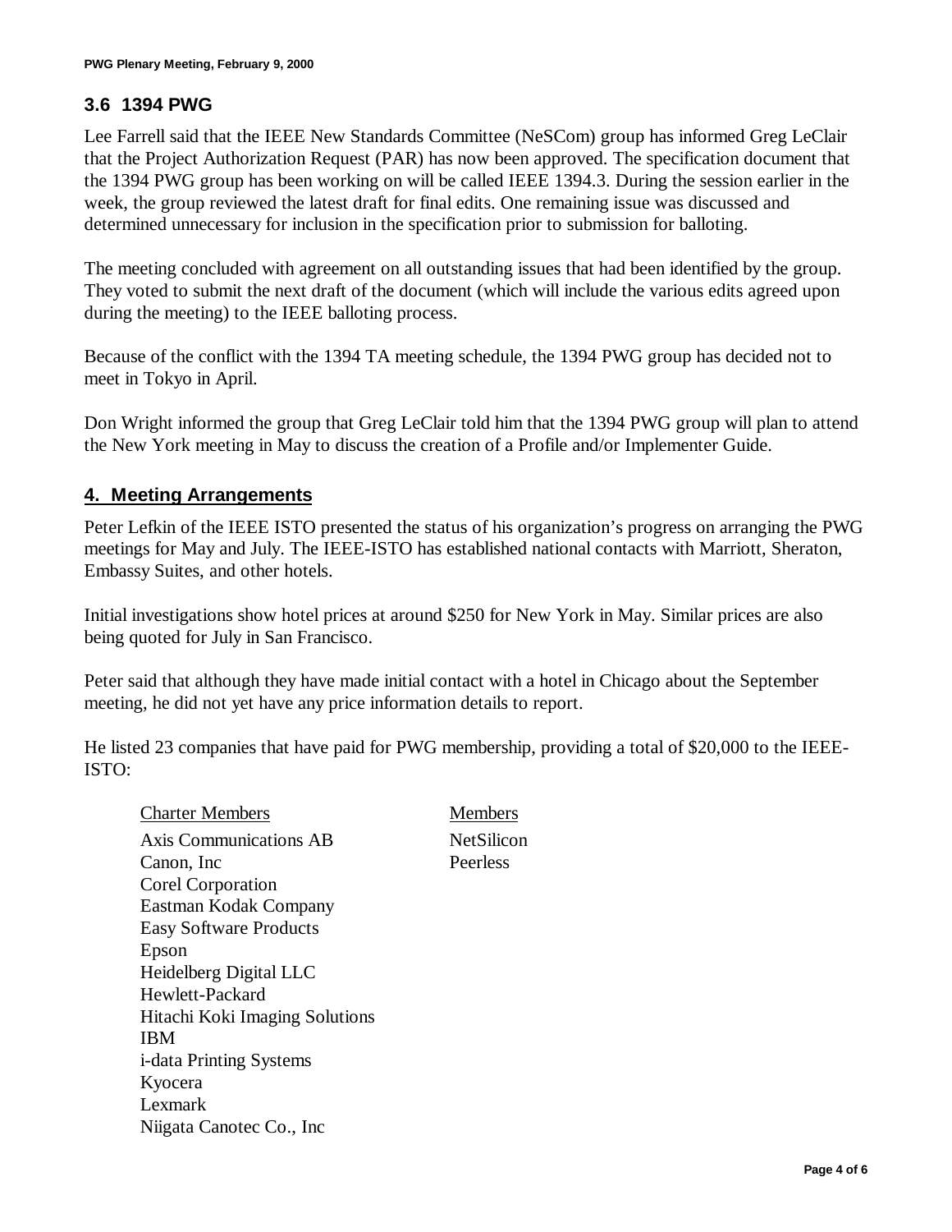### 3.6 1394 PWG

Lee Farrell said that the IEEE New Standards Committee (NeSCom) group has informed Greg LeClair that the Project Authorization Request (PAR) has now been approved. The specification document that the 1394 PWG group has been working on will be called IEEE 1394.3. During the session earlier in the week, the group reviewed the latest draft for final edits. One remaining issue was discussed and determined unnecessary for inclusion in the specification prior to submission for balloting.

The meeting concluded with agreement on all outstanding issues that had been identified by the group. They voted to submit the next draft of the document (which will include the various edits agreed upon during the meeting) to the IEEE balloting process.

Because of the conflict with the 1394 TA meeting schedule, the 1394 PWG group has decided not to meet in Tokyo in April.

Don Wright informed the group that Greg LeClair told him that the 1394 PWG group will plan to attend the New York meeting in May to discuss the creation of a Profile and/or Implementer Guide.

## 4. Meeting Arrangements

Peter Lefkin of the IEEE ISTO presented the status of his organization's progress on arranging the PWG meetings for May and July. The IEEE-ISTO has established national contacts with Marriott, Sheraton, Embassy Suites, and other hotels.

Initial investigations show hotel prices at around $250 for New York in May. Similar prices are also being quoted for July in San Francisco.

Peter said that although they have made initial contact with a hotel in Chicago about the September meeting, he did not yet have any price information details to report.

He listed 23 companies that have paid for PWG membership, providing a total of $20,000 to the IEEE-ISTO:

| Charter Members | Members |
|---|---|
| Axis Communications AB | NetSilicon |
| Canon, Inc | Peerless |
| Corel Corporation | |
| Eastman Kodak Company | |
| Easy Software Products | |
| Epson | |
| Heidelberg Digital LLC | |
| Hewlett-Packard | |
| Hitachi Koki Imaging Solutions | |
| IBM | |
| i-data Printing Systems | |
| Kyocera | |
| Lexmark | |
| Niigata Canotec Co., Inc | |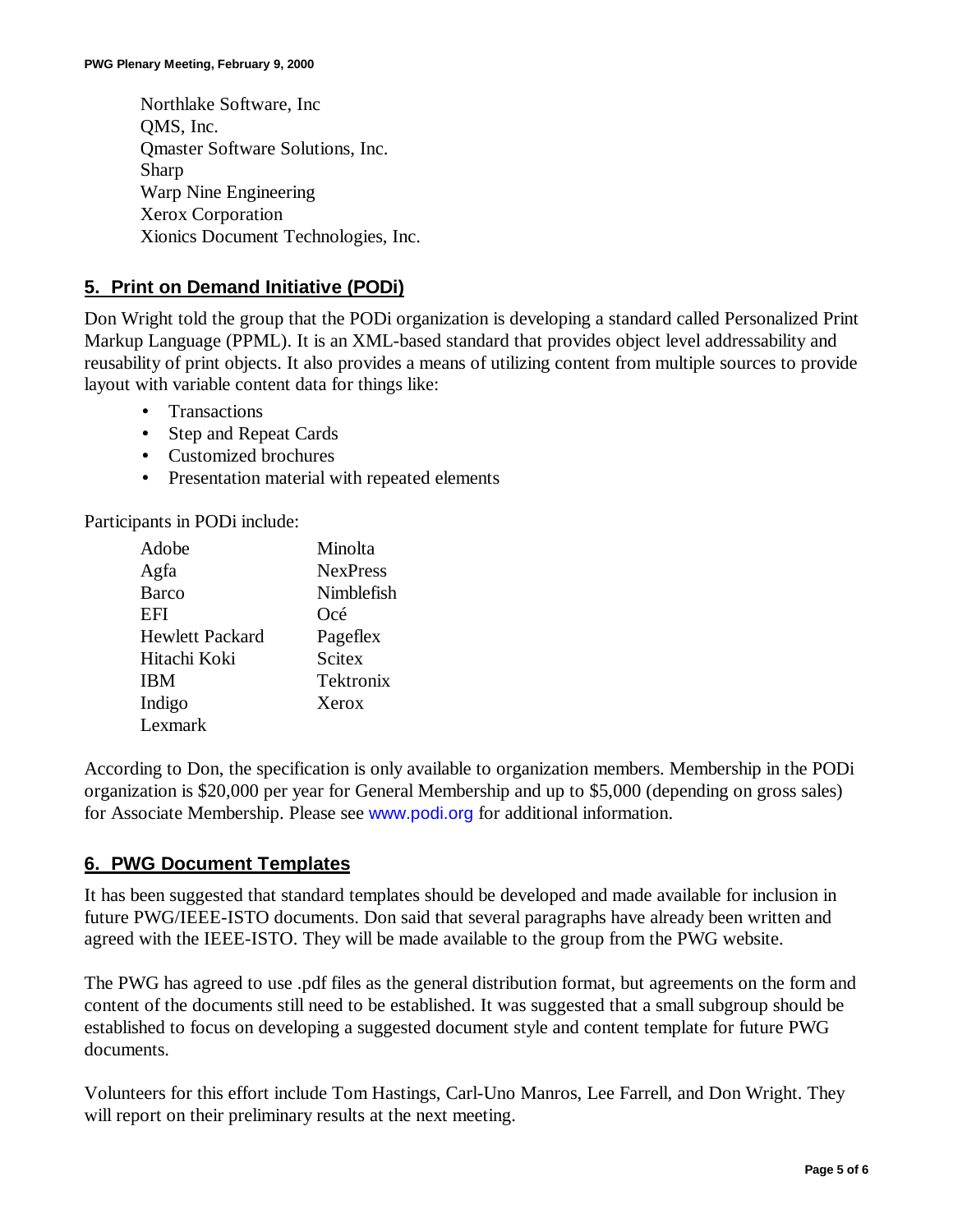Northlake Software, Inc
QMS, Inc.
Qmaster Software Solutions, Inc.
Sharp
Warp Nine Engineering
Xerox Corporation
Xionics Document Technologies, Inc.

## 5. Print on Demand Initiative (PODi)

Don Wright told the group that the PODi organization is developing a standard called Personalized Print Markup Language (PPML). It is an XML-based standard that provides object level addressability and reusability of print objects. It also provides a means of utilizing content from multiple sources to provide layout with variable content data for things like:

- Transactions
- Step and Repeat Cards
- Customized brochures
- Presentation material with repeated elements

Participants in PODi include:

| | |
|---|---|
| Adobe | Minolta |
| Agfa | NexPress |
| Barco | Nimblefish |
| EFI | Océ |
| Hewlett Packard | Pageflex |
| Hitachi Koki | Scitex |
| IBM | Tektronix |
| Indigo | Xerox |
| Lexmark | |

According to Don, the specification is only available to organization members. Membership in the PODi organization is $20,000 per year for General Membership and up to $5,000 (depending on gross sales) for Associate Membership. Please see www.podi.org for additional information.

## 6. PWG Document Templates

It has been suggested that standard templates should be developed and made available for inclusion in future PWG/IEEE-ISTO documents. Don said that several paragraphs have already been written and agreed with the IEEE-ISTO. They will be made available to the group from the PWG website.

The PWG has agreed to use .pdf files as the general distribution format, but agreements on the form and content of the documents still need to be established. It was suggested that a small subgroup should be established to focus on developing a suggested document style and content template for future PWG documents.

Volunteers for this effort include Tom Hastings, Carl-Uno Manros, Lee Farrell, and Don Wright. They will report on their preliminary results at the next meeting.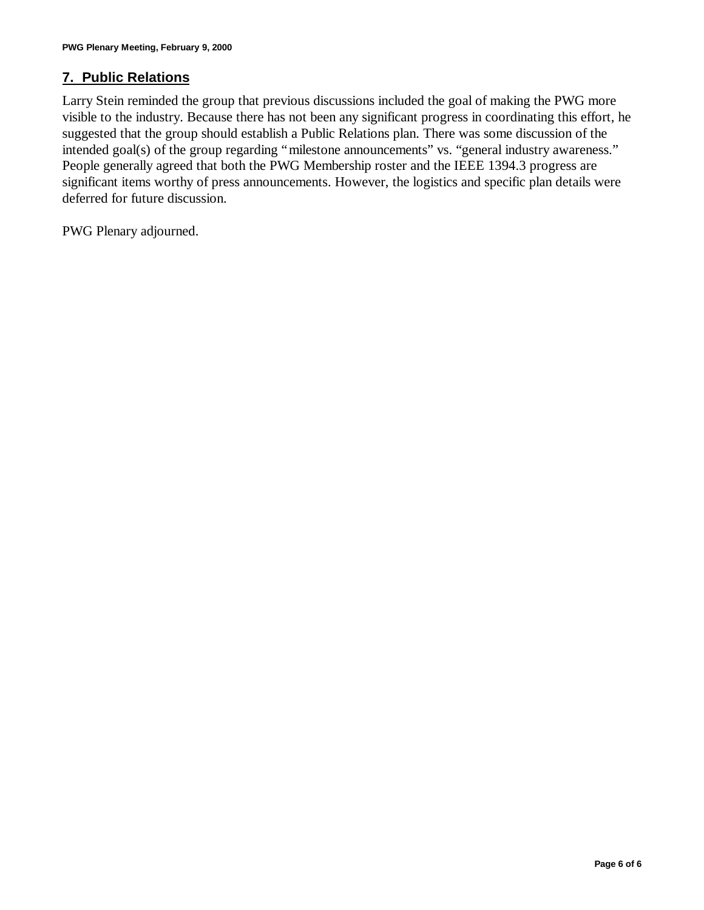## 7. Public Relations

Larry Stein reminded the group that previous discussions included the goal of making the PWG more visible to the industry. Because there has not been any significant progress in coordinating this effort, he suggested that the group should establish a Public Relations plan. There was some discussion of the intended goal(s) of the group regarding "milestone announcements" vs. "general industry awareness." People generally agreed that both the PWG Membership roster and the IEEE 1394.3 progress are significant items worthy of press announcements. However, the logistics and specific plan details were deferred for future discussion.

PWG Plenary adjourned.